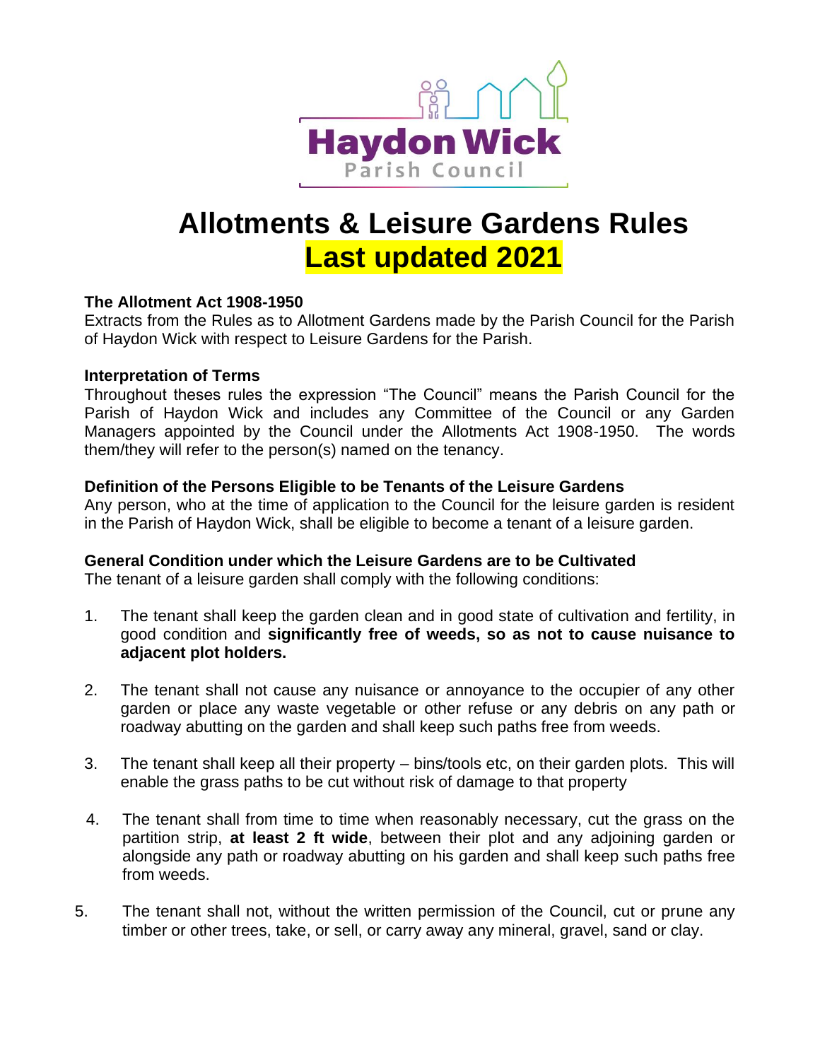Haydon Wick
Parish Council

# Allotments & Leisure Gardens Rules
# Last updated 2021

**The Allotment Act 1908-1950**
Extracts from the Rules as to Allotment Gardens made by the Parish Council for the Parish of Haydon Wick with respect to Leisure Gardens for the Parish.

**Interpretation of Terms**
Throughout theses rules the expression "The Council" means the Parish Council for the Parish of Haydon Wick and includes any Committee of the Council or any Garden Managers appointed by the Council under the Allotments Act 1908-1950. The words them/they will refer to the person(s) named on the tenancy.

**Definition of the Persons Eligible to be Tenants of the Leisure Gardens**
Any person, who at the time of application to the Council for the leisure garden is resident in the Parish of Haydon Wick, shall be eligible to become a tenant of a leisure garden.

**General Condition under which the Leisure Gardens are to be Cultivated**
The tenant of a leisure garden shall comply with the following conditions:

1. The tenant shall keep the garden clean and in good state of cultivation and fertility, in good condition and **significantly free of weeds, so as not to cause nuisance to adjacent plot holders.**

2. The tenant shall not cause any nuisance or annoyance to the occupier of any other garden or place any waste vegetable or other refuse or any debris on any path or roadway abutting on the garden and shall keep such paths free from weeds.

3. The tenant shall keep all their property – bins/tools etc, on their garden plots. This will enable the grass paths to be cut without risk of damage to that property

4. The tenant shall from time to time when reasonably necessary, cut the grass on the partition strip, **at least 2 ft wide**, between their plot and any adjoining garden or alongside any path or roadway abutting on his garden and shall keep such paths free from weeds.

5. The tenant shall not, without the written permission of the Council, cut or prune any timber or other trees, take, or sell, or carry away any mineral, gravel, sand or clay.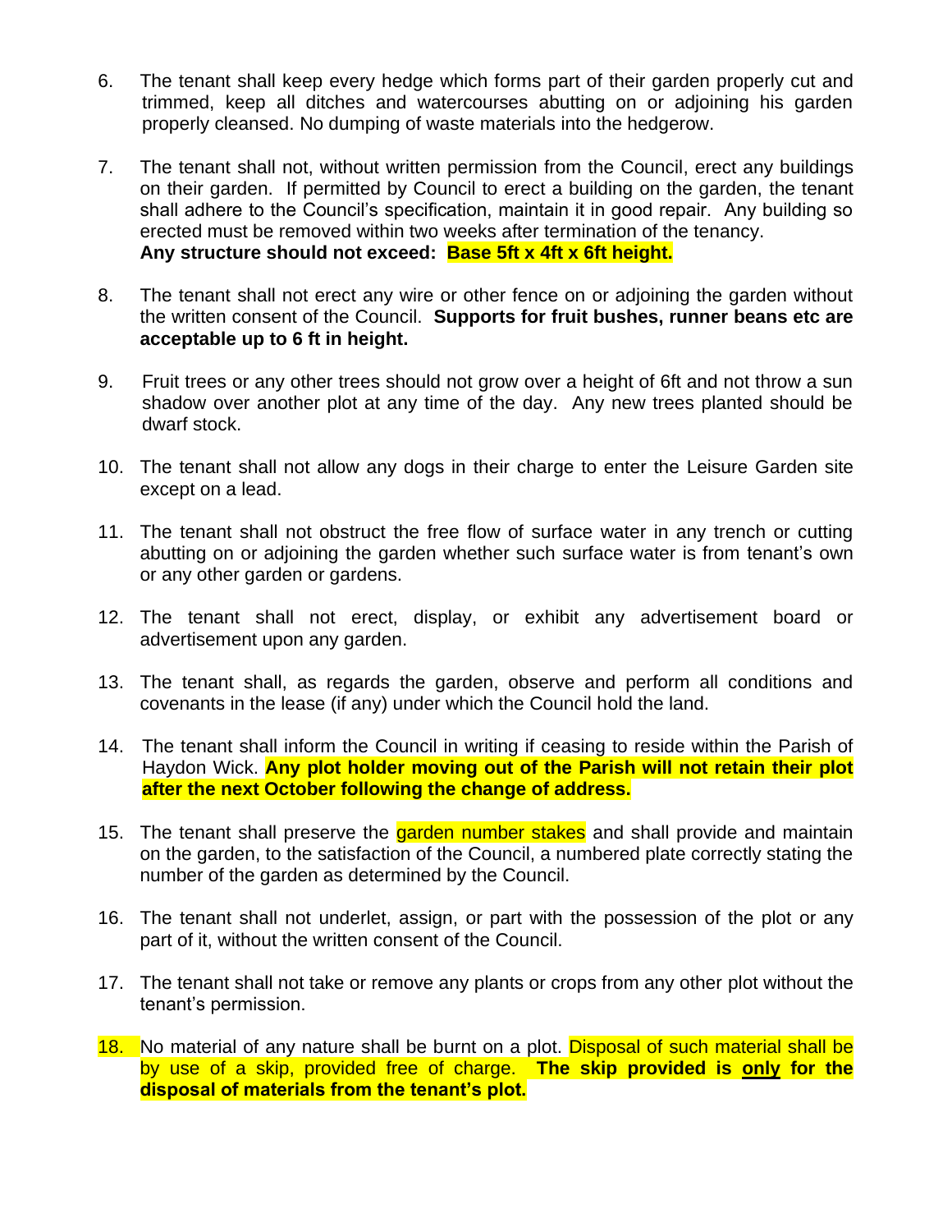6. The tenant shall keep every hedge which forms part of their garden properly cut and trimmed, keep all ditches and watercourses abutting on or adjoining his garden properly cleansed. No dumping of waste materials into the hedgerow.

7. The tenant shall not, without written permission from the Council, erect any buildings on their garden. If permitted by Council to erect a building on the garden, the tenant shall adhere to the Council's specification, maintain it in good repair. Any building so erected must be removed within two weeks after termination of the tenancy.
   **Any structure should not exceed: Base 5ft x 4ft x 6ft height.**

8. The tenant shall not erect any wire or other fence on or adjoining the garden without the written consent of the Council. **Supports for fruit bushes, runner beans etc are acceptable up to 6 ft in height.**

9. Fruit trees or any other trees should not grow over a height of 6ft and not throw a sun shadow over another plot at any time of the day. Any new trees planted should be dwarf stock.

10. The tenant shall not allow any dogs in their charge to enter the Leisure Garden site except on a lead.

11. The tenant shall not obstruct the free flow of surface water in any trench or cutting abutting on or adjoining the garden whether such surface water is from tenant's own or any other garden or gardens.

12. The tenant shall not erect, display, or exhibit any advertisement board or advertisement upon any garden.

13. The tenant shall, as regards the garden, observe and perform all conditions and covenants in the lease (if any) under which the Council hold the land.

14. The tenant shall inform the Council in writing if ceasing to reside within the Parish of Haydon Wick. **Any plot holder moving out of the Parish will not retain their plot after the next October following the change of address.**

15. The tenant shall preserve the garden number stakes and shall provide and maintain on the garden, to the satisfaction of the Council, a numbered plate correctly stating the number of the garden as determined by the Council.

16. The tenant shall not underlet, assign, or part with the possession of the plot or any part of it, without the written consent of the Council.

17. The tenant shall not take or remove any plants or crops from any other plot without the tenant's permission.

18. No material of any nature shall be burnt on a plot. Disposal of such material shall be by use of a skip, provided free of charge. **The skip provided is <u>only</u> for the disposal of materials from the tenant's plot.**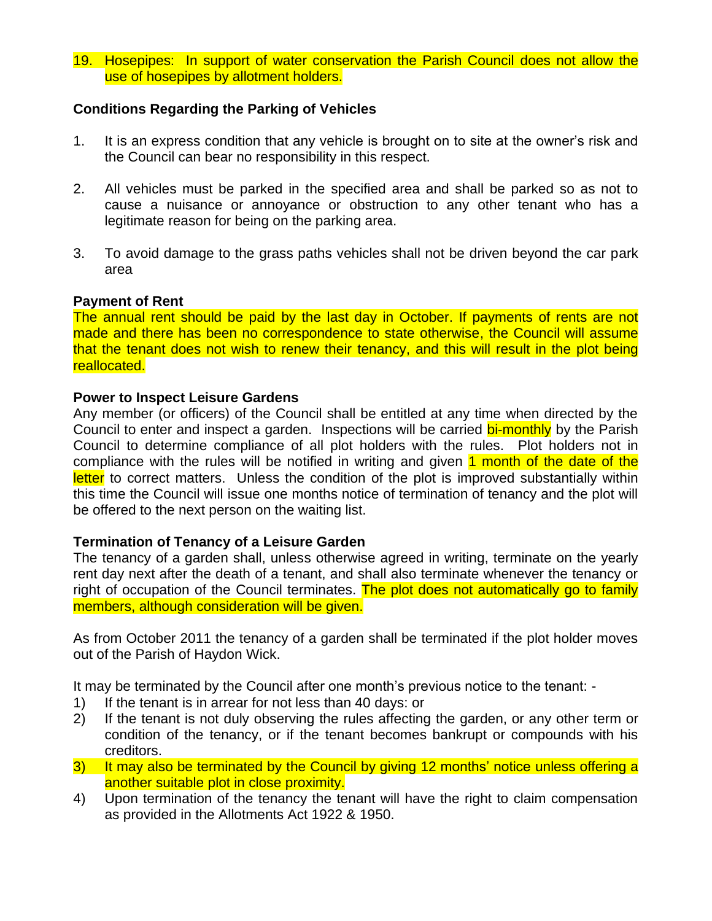19. Hosepipes: In support of water conservation the Parish Council does not allow the use of hosepipes by allotment holders.

**Conditions Regarding the Parking of Vehicles**

1. It is an express condition that any vehicle is brought on to site at the owner's risk and the Council can bear no responsibility in this respect.

2. All vehicles must be parked in the specified area and shall be parked so as not to cause a nuisance or annoyance or obstruction to any other tenant who has a legitimate reason for being on the parking area.

3. To avoid damage to the grass paths vehicles shall not be driven beyond the car park area

**Payment of Rent**

The annual rent should be paid by the last day in October. If payments of rents are not made and there has been no correspondence to state otherwise, the Council will assume that the tenant does not wish to renew their tenancy, and this will result in the plot being reallocated.

**Power to Inspect Leisure Gardens**

Any member (or officers) of the Council shall be entitled at any time when directed by the Council to enter and inspect a garden. Inspections will be carried bi-monthly by the Parish Council to determine compliance of all plot holders with the rules. Plot holders not in compliance with the rules will be notified in writing and given 1 month of the date of the letter to correct matters. Unless the condition of the plot is improved substantially within this time the Council will issue one months notice of termination of tenancy and the plot will be offered to the next person on the waiting list.

**Termination of Tenancy of a Leisure Garden**

The tenancy of a garden shall, unless otherwise agreed in writing, terminate on the yearly rent day next after the death of a tenant, and shall also terminate whenever the tenancy or right of occupation of the Council terminates. The plot does not automatically go to family members, although consideration will be given.

As from October 2011 the tenancy of a garden shall be terminated if the plot holder moves out of the Parish of Haydon Wick.

It may be terminated by the Council after one month's previous notice to the tenant: -

1) If the tenant is in arrear for not less than 40 days: or
2) If the tenant is not duly observing the rules affecting the garden, or any other term or condition of the tenancy, or if the tenant becomes bankrupt or compounds with his creditors.
3) It may also be terminated by the Council by giving 12 months' notice unless offering a another suitable plot in close proximity.
4) Upon termination of the tenancy the tenant will have the right to claim compensation as provided in the Allotments Act 1922 & 1950.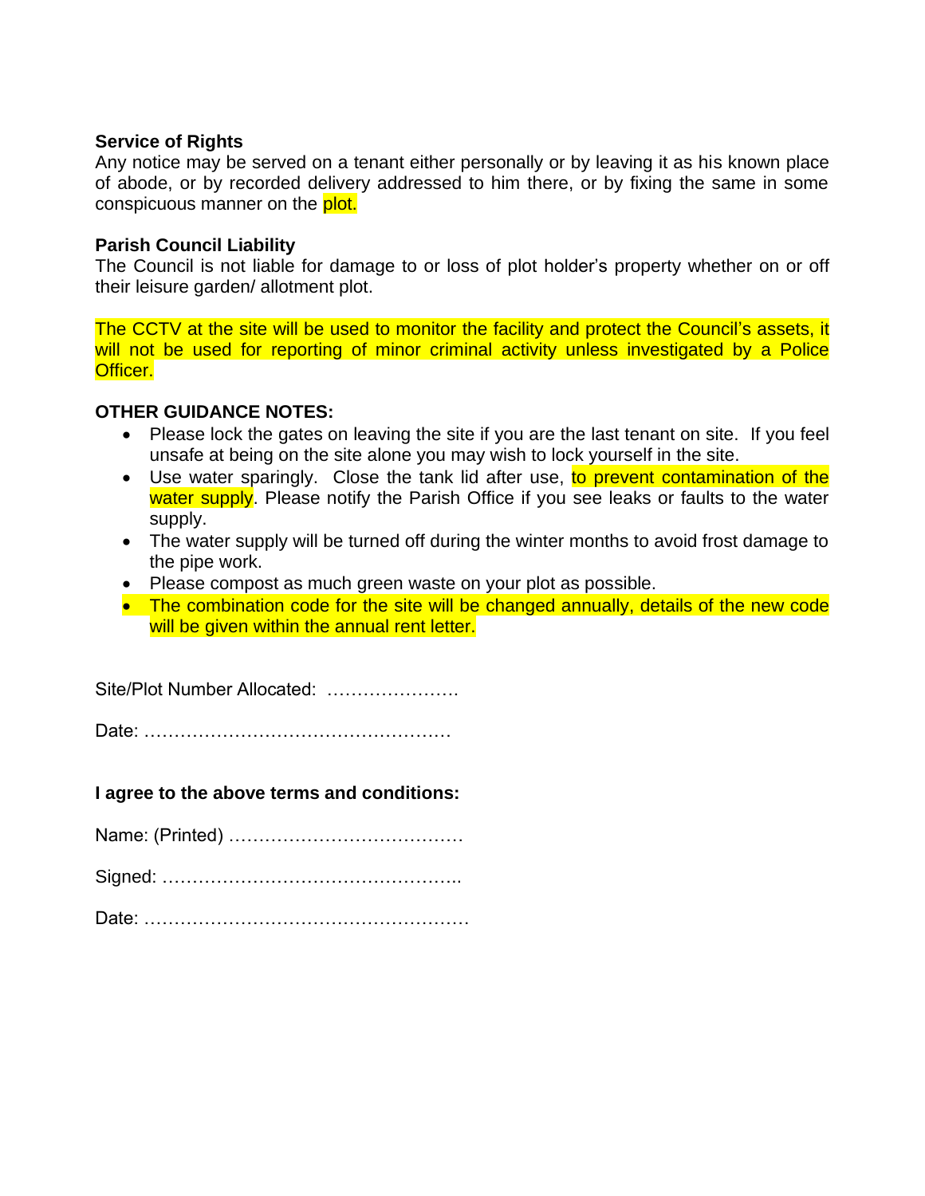**Service of Rights**
Any notice may be served on a tenant either personally or by leaving it as his known place of abode, or by recorded delivery addressed to him there, or by fixing the same in some conspicuous manner on the plot.

**Parish Council Liability**
The Council is not liable for damage to or loss of plot holder's property whether on or off their leisure garden/ allotment plot.

The CCTV at the site will be used to monitor the facility and protect the Council's assets, it will not be used for reporting of minor criminal activity unless investigated by a Police Officer.

**OTHER GUIDANCE NOTES:**

- Please lock the gates on leaving the site if you are the last tenant on site. If you feel unsafe at being on the site alone you may wish to lock yourself in the site.
- Use water sparingly. Close the tank lid after use, to prevent contamination of the water supply. Please notify the Parish Office if you see leaks or faults to the water supply.
- The water supply will be turned off during the winter months to avoid frost damage to the pipe work.
- Please compost as much green waste on your plot as possible.
- The combination code for the site will be changed annually, details of the new code will be given within the annual rent letter.

Site/Plot Number Allocated: ………………….

Date: ……………………………………………

**I agree to the above terms and conditions:**

Name: (Printed) …………………………………

Signed: …………………………………………..

Date: ………………………………………………